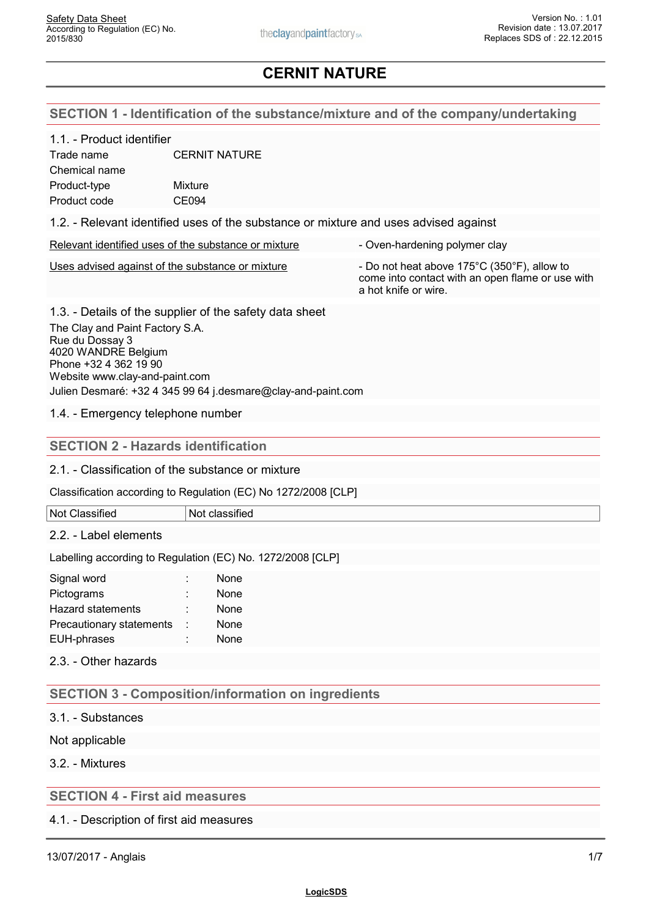# CERNIT NATURE

## SECTION 1 - Identification of the substance/mixture and of the company/undertaking

### 1.1. - Product identifier

| | |
|---|---|
| Trade name | CERNIT NATURE |
| Chemical name | |
| Product-type | Mixture |
| Product code | CE094 |

### 1.2. - Relevant identified uses of the substance or mixture and uses advised against

| | |
|---|---|
| Relevant identified uses of the substance or mixture | - Oven-hardening polymer clay |
| Uses advised against of the substance or mixture | - Do not heat above 175°C (350°F), allow to come into contact with an open flame or use with a hot knife or wire. |

### 1.3. - Details of the supplier of the safety data sheet

The Clay and Paint Factory S.A.
Rue du Dossay 3
4020 WANDRE Belgium
Phone +32 4 362 19 90
Website www.clay-and-paint.com
Julien Desmaré: +32 4 345 99 64 j.desmare@clay-and-paint.com

### 1.4. - Emergency telephone number

## SECTION 2 - Hazards identification

### 2.1. - Classification of the substance or mixture

Classification according to Regulation (EC) No 1272/2008 [CLP]

| | |
|---|---|
| Not Classified | Not classified |

### 2.2. - Label elements

Labelling according to Regulation (EC) No. 1272/2008 [CLP]

| | | |
|---|---|---|
| Signal word | : | None |
| Pictograms | : | None |
| Hazard statements | : | None |
| Precautionary statements | : | None |
| EUH-phrases | : | None |

### 2.3. - Other hazards

## SECTION 3 - Composition/information on ingredients

### 3.1. - Substances

Not applicable

### 3.2. - Mixtures

## SECTION 4 - First aid measures

### 4.1. - Description of first aid measures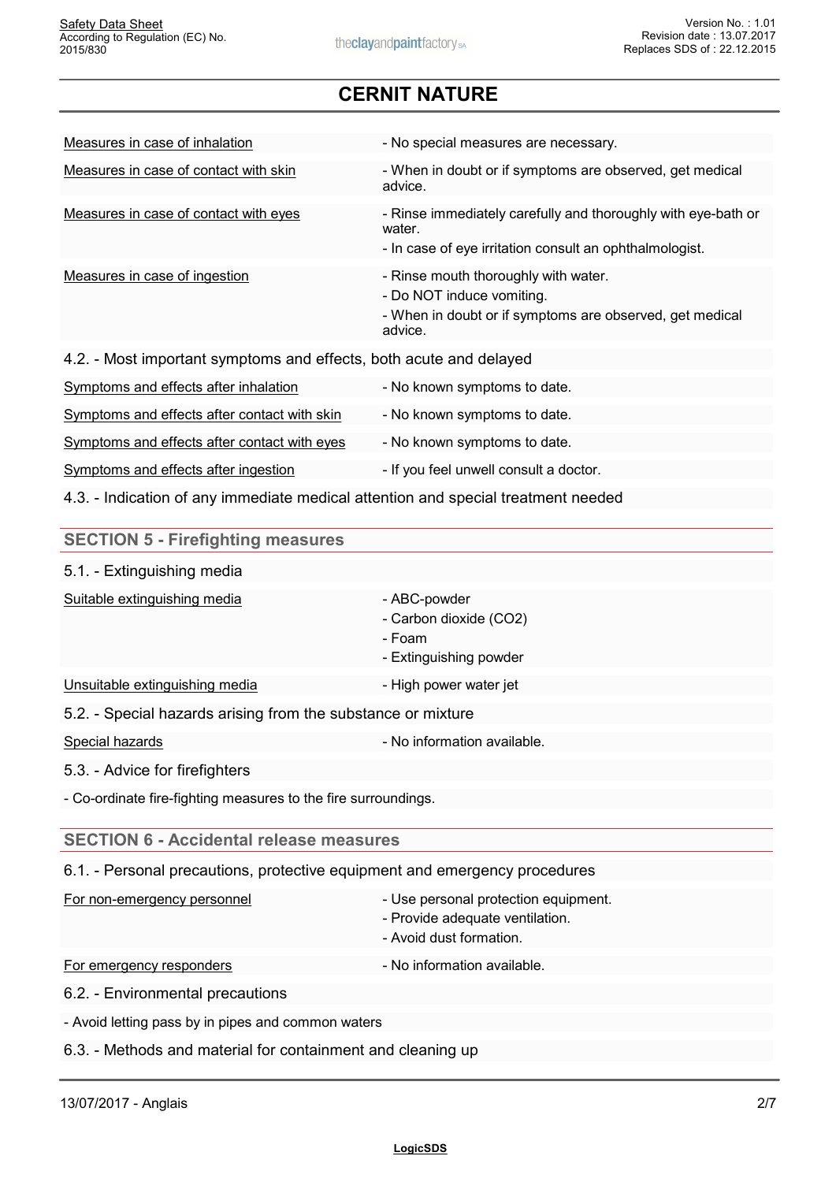# CERNIT NATURE

| | |
|---|---|
| Measures in case of inhalation | - No special measures are necessary. |
| Measures in case of contact with skin | - When in doubt or if symptoms are observed, get medical advice. |
| Measures in case of contact with eyes | - Rinse immediately carefully and thoroughly with eye-bath or water.<br>- In case of eye irritation consult an ophthalmologist. |
| Measures in case of ingestion | - Rinse mouth thoroughly with water.<br>- Do NOT induce vomiting.<br>- When in doubt or if symptoms are observed, get medical advice. |

### 4.2. - Most important symptoms and effects, both acute and delayed

| | |
|---|---|
| Symptoms and effects after inhalation | - No known symptoms to date. |
| Symptoms and effects after contact with skin | - No known symptoms to date. |
| Symptoms and effects after contact with eyes | - No known symptoms to date. |
| Symptoms and effects after ingestion | - If you feel unwell consult a doctor. |

### 4.3. - Indication of any immediate medical attention and special treatment needed

## SECTION 5 - Firefighting measures

### 5.1. - Extinguishing media

| | |
|---|---|
| Suitable extinguishing media | - ABC-powder<br>- Carbon dioxide ($CO_2$)<br>- Foam<br>- Extinguishing powder |
| Unsuitable extinguishing media | - High power water jet |

### 5.2. - Special hazards arising from the substance or mixture

| | |
|---|---|
| Special hazards | - No information available. |

### 5.3. - Advice for firefighters

- Co-ordinate fire-fighting measures to the fire surroundings.

## SECTION 6 - Accidental release measures

### 6.1. - Personal precautions, protective equipment and emergency procedures

| | |
|---|---|
| For non-emergency personnel | - Use personal protection equipment.<br>- Provide adequate ventilation.<br>- Avoid dust formation. |
| For emergency responders | - No information available. |

### 6.2. - Environmental precautions

- Avoid letting pass by in pipes and common waters

### 6.3. - Methods and material for containment and cleaning up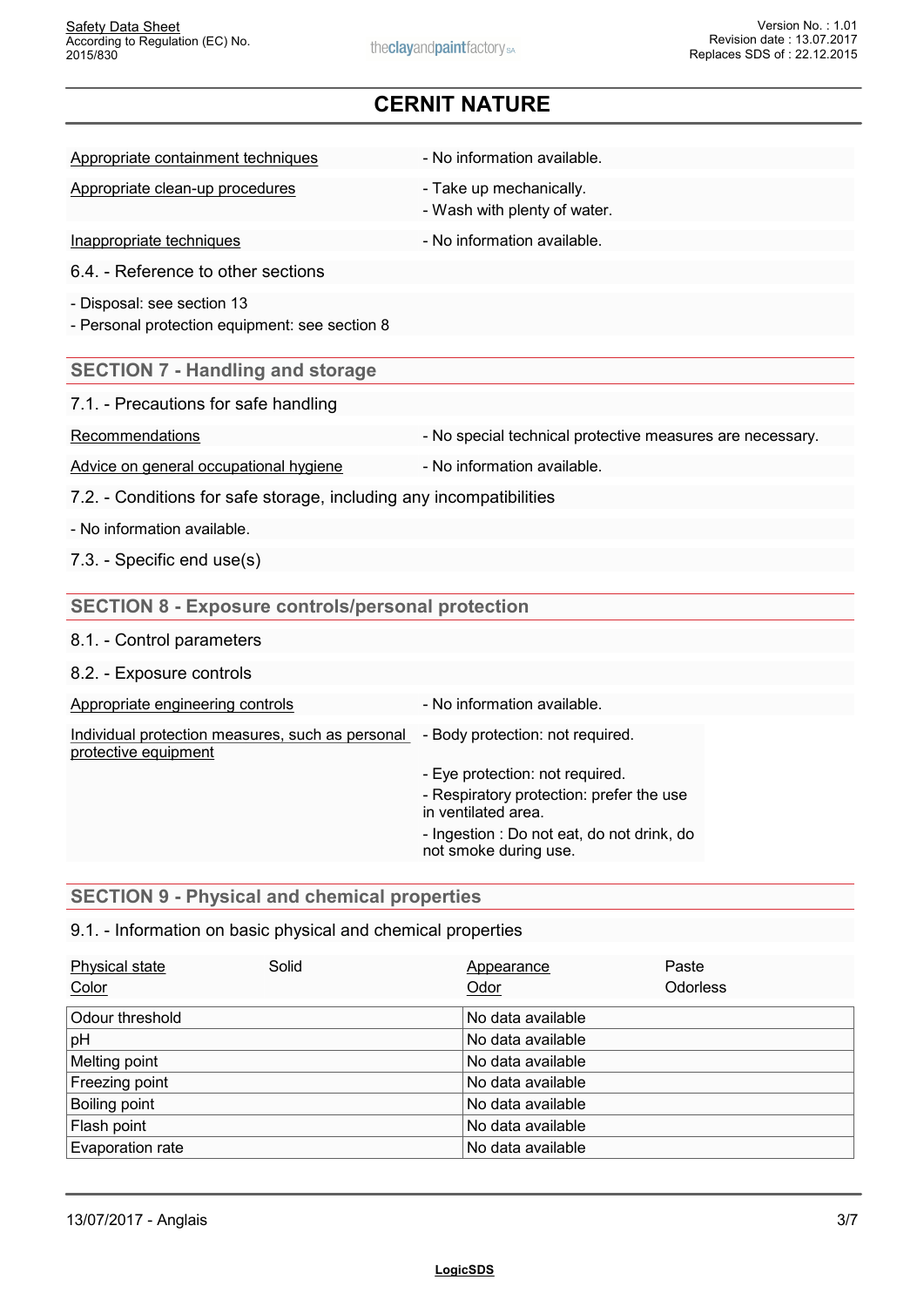| | |
|---|---|
| Appropriate containment techniques | - No information available. |
| Appropriate clean-up procedures | - Take up mechanically.<br>- Wash with plenty of water. |
| Inappropriate techniques | - No information available. |

### 6.4. - Reference to other sections

- Disposal: see section 13
- Personal protection equipment: see section 8

## SECTION 7 - Handling and storage

### 7.1. - Precautions for safe handling

| | |
|---|---|
| Recommendations | - No special technical protective measures are necessary. |
| Advice on general occupational hygiene | - No information available. |

### 7.2. - Conditions for safe storage, including any incompatibilities

- No information available.

### 7.3. - Specific end use(s)

## SECTION 8 - Exposure controls/personal protection

### 8.1. - Control parameters

### 8.2. - Exposure controls

| | |
|---|---|
| Appropriate engineering controls | - No information available. |
| Individual protection measures, such as personal protective equipment | - Body protection: not required.<br>- Eye protection: not required.<br>- Respiratory protection: prefer the use in ventilated area.<br>- Ingestion : Do not eat, do not drink, do not smoke during use. |

## SECTION 9 - Physical and chemical properties

### 9.1. - Information on basic physical and chemical properties

| | | | |
|---|---|---|---|
| Physical state | Solid | Appearance | Paste |
| Color | | Odor | Odorless |

| | |
|---|---|
| Odour threshold | No data available |
| pH | No data available |
| Melting point | No data available |
| Freezing point | No data available |
| Boiling point | No data available |
| Flash point | No data available |
| Evaporation rate | No data available |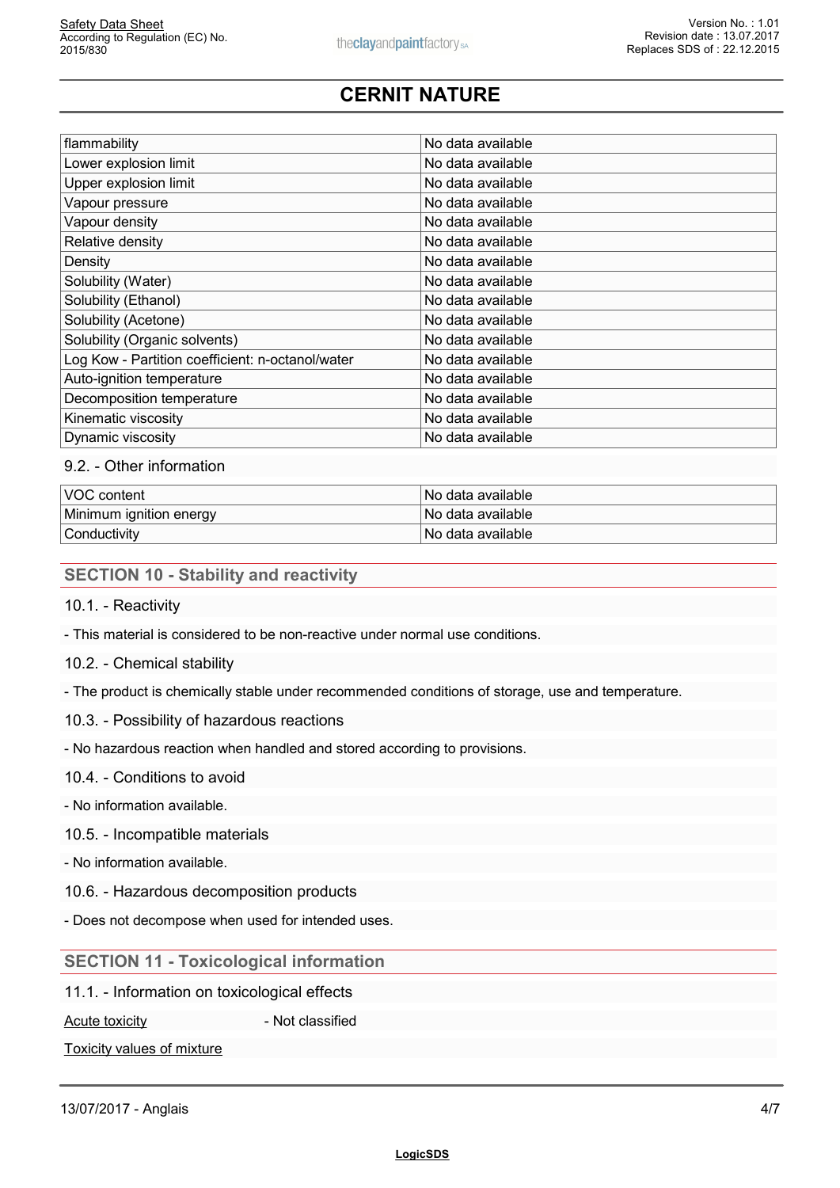| | |
|---|---|
| flammability | No data available |
| Lower explosion limit | No data available |
| Upper explosion limit | No data available |
| Vapour pressure | No data available |
| Vapour density | No data available |
| Relative density | No data available |
| Density | No data available |
| Solubility (Water) | No data available |
| Solubility (Ethanol) | No data available |
| Solubility (Acetone) | No data available |
| Solubility (Organic solvents) | No data available |
| Log Kow - Partition coefficient: n-octanol/water | No data available |
| Auto-ignition temperature | No data available |
| Decomposition temperature | No data available |
| Kinematic viscosity | No data available |
| Dynamic viscosity | No data available |

### 9.2. - Other information

| | |
|---|---|
| VOC content | No data available |
| Minimum ignition energy | No data available |
| Conductivity | No data available |

## SECTION 10 - Stability and reactivity

### 10.1. - Reactivity

- This material is considered to be non-reactive under normal use conditions.

### 10.2. - Chemical stability

- The product is chemically stable under recommended conditions of storage, use and temperature.

### 10.3. - Possibility of hazardous reactions

- No hazardous reaction when handled and stored according to provisions.

### 10.4. - Conditions to avoid

- No information available.

### 10.5. - Incompatible materials

- No information available.

### 10.6. - Hazardous decomposition products

- Does not decompose when used for intended uses.

## SECTION 11 - Toxicological information

### 11.1. - Information on toxicological effects

Acute toxicity - Not classified

Toxicity values of mixture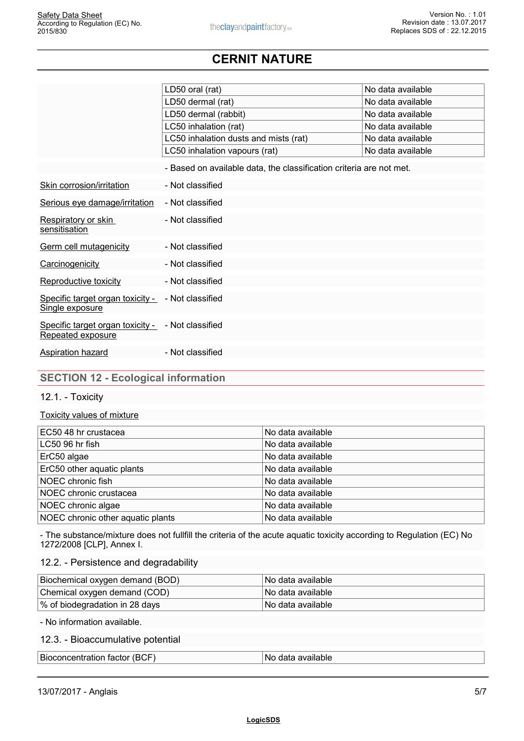| | |
|---|---|
| LD50 oral (rat) | No data available |
| LD50 dermal (rat) | No data available |
| LD50 dermal (rabbit) | No data available |
| LC50 inhalation (rat) | No data available |
| LC50 inhalation dusts and mists (rat) | No data available |
| LC50 inhalation vapours (rat) | No data available |

- Based on available data, the classification criteria are not met.

| | |
|---|---|
| Skin corrosion/irritation | - Not classified |
| Serious eye damage/irritation | - Not classified |
| Respiratory or skin sensitisation | - Not classified |
| Germ cell mutagenicity | - Not classified |
| Carcinogenicity | - Not classified |
| Reproductive toxicity | - Not classified |
| Specific target organ toxicity - Single exposure | - Not classified |
| Specific target organ toxicity - Repeated exposure | - Not classified |
| Aspiration hazard | - Not classified |

## SECTION 12 - Ecological information

### 12.1. - Toxicity

Toxicity values of mixture

| | |
|---|---|
| EC50 48 hr crustacea | No data available |
| LC50 96 hr fish | No data available |
| ErC50 algae | No data available |
| ErC50 other aquatic plants | No data available |
| NOEC chronic fish | No data available |
| NOEC chronic crustacea | No data available |
| NOEC chronic algae | No data available |
| NOEC chronic other aquatic plants | No data available |

- The substance/mixture does not fullfill the criteria of the acute aquatic toxicity according to Regulation (EC) No 1272/2008 [CLP], Annex I.

### 12.2. - Persistence and degradability

| | |
|---|---|
| Biochemical oxygen demand (BOD) | No data available |
| Chemical oxygen demand (COD) | No data available |
| % of biodegradation in 28 days | No data available |

- No information available.

### 12.3. - Bioaccumulative potential

| | |
|---|---|
| Bioconcentration factor (BCF) | No data available |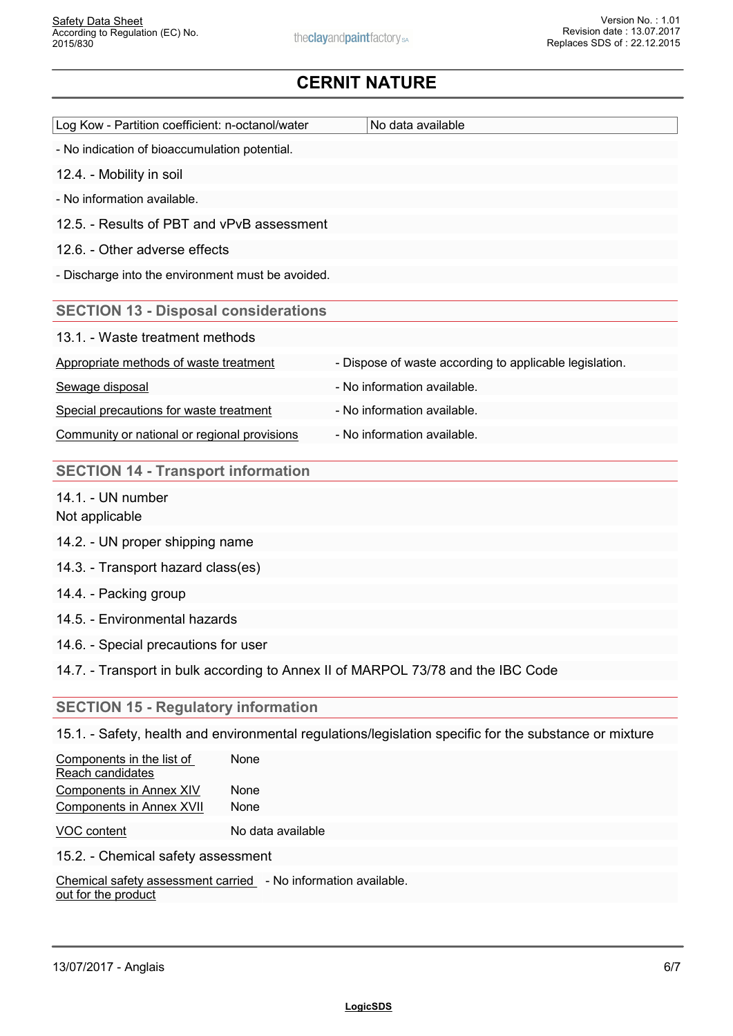| Log Kow - Partition coefficient: n-octanol/water | No data available |
| --- | --- |

- No indication of bioaccumulation potential.

12.4. - Mobility in soil

- No information available.

12.5. - Results of PBT and vPvB assessment

12.6. - Other adverse effects

- Discharge into the environment must be avoided.

## SECTION 13 - Disposal considerations

13.1. - Waste treatment methods

| | |
| --- | --- |
| Appropriate methods of waste treatment | - Dispose of waste according to applicable legislation. |
| Sewage disposal | - No information available. |
| Special precautions for waste treatment | - No information available. |
| Community or national or regional provisions | - No information available. |

## SECTION 14 - Transport information

14.1. - UN number

Not applicable

14.2. - UN proper shipping name

14.3. - Transport hazard class(es)

14.4. - Packing group

14.5. - Environmental hazards

14.6. - Special precautions for user

14.7. - Transport in bulk according to Annex II of MARPOL 73/78 and the IBC Code

## SECTION 15 - Regulatory information

15.1. - Safety, health and environmental regulations/legislation specific for the substance or mixture

| | |
| --- | --- |
| Components in the list of Reach candidates | None |
| Components in Annex XIV | None |
| Components in Annex XVII | None |
| VOC content | No data available |

15.2. - Chemical safety assessment

| | |
| --- | --- |
| Chemical safety assessment carried out for the product | - No information available. |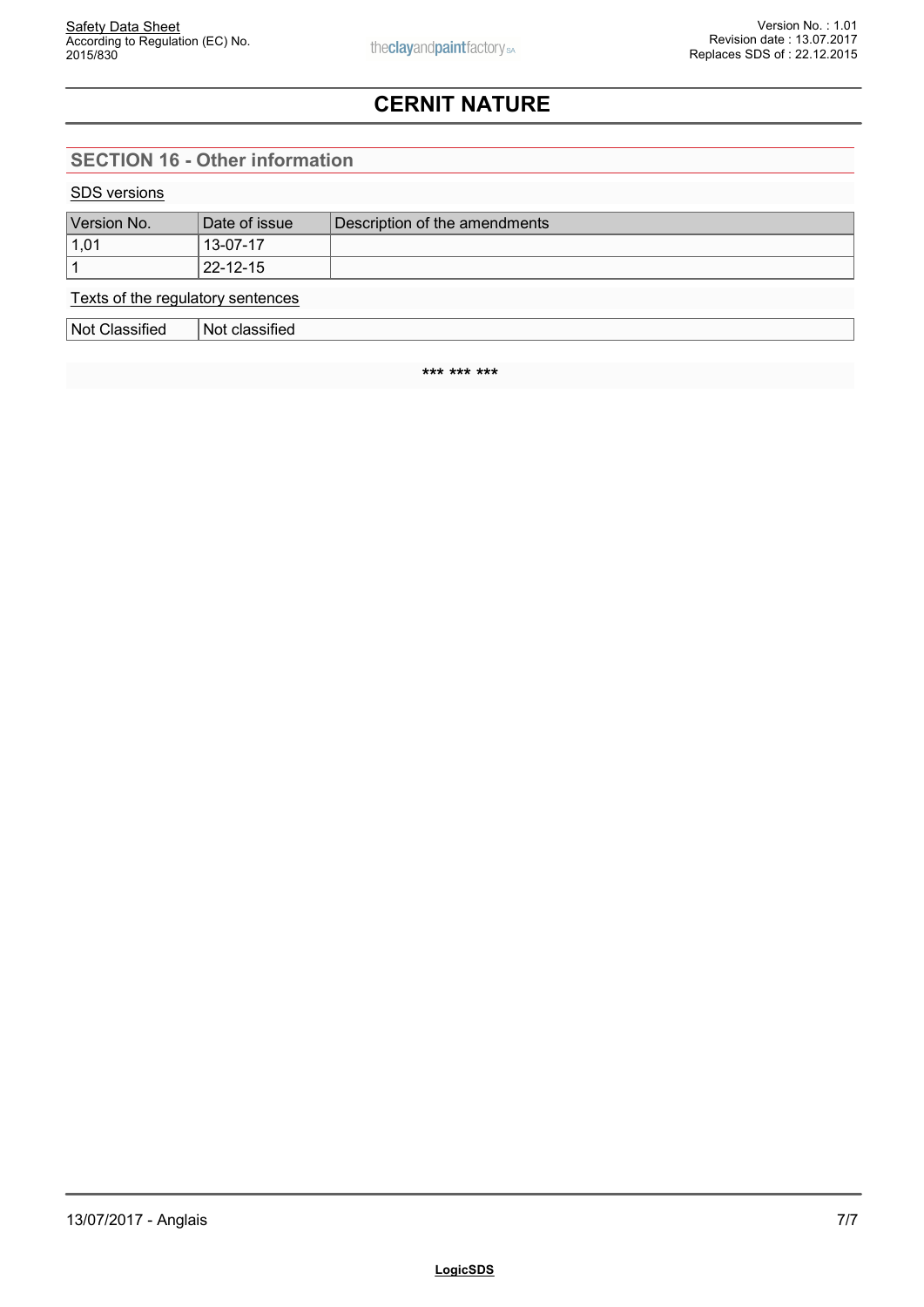# CERNIT NATURE

## SECTION 16 - Other information

SDS versions

| Version No. | Date of issue | Description of the amendments |
|---|---|---|
| 1,01 | 13-07-17 | |
| 1 | 22-12-15 | |

Texts of the regulatory sentences

| | |
|---|---|
| Not Classified | Not classified |

*** *** ***